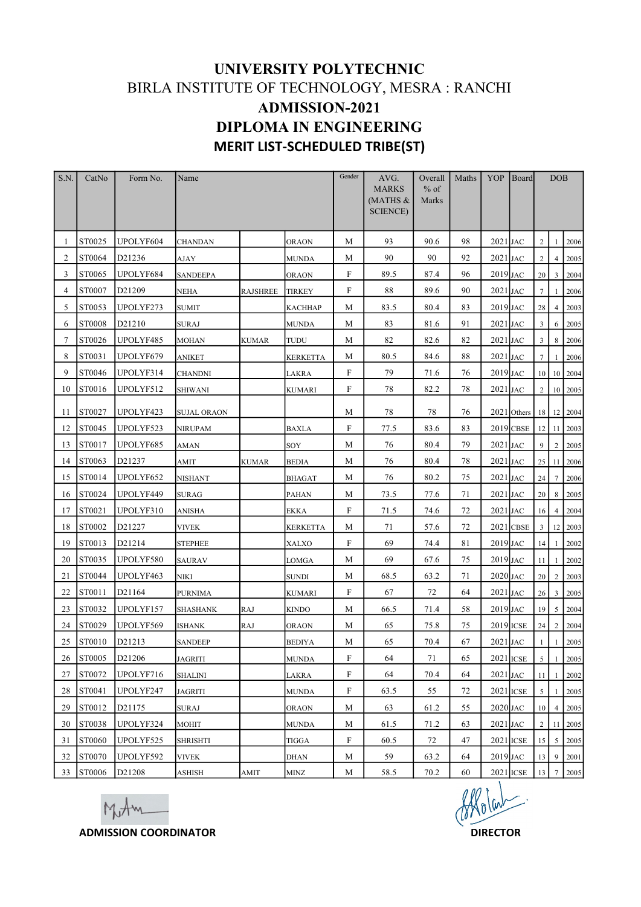# UNIVERSITY POLYTECHNIC

## BIRLA INSTITUTE OF TECHNOLOGY, MESRA : RANCHI

## ADMISSION-2021

## DIPLOMA IN ENGINEERING

### MERIT LIST-SCHEDULED TRIBE(ST)

| S.N. | CatNo | Form No. | Name | | | Gender | AVG. MARKS (MATHS & SCIENCE) | Overall % of Marks | Maths | YOP | Board | DOB | | |
|---|---|---|---|---|---|---|---|---|---|---|---|---|---|---|
| 1 | ST0025 | UPOLYF604 | CHANDAN | | ORAON | M | 93 | 90.6 | 98 | 2021 | JAC | 2 | 1 | 2006 |
| 2 | ST0064 | D21236 | AJAY | | MUNDA | M | 90 | 90 | 92 | 2021 | JAC | 2 | 4 | 2005 |
| 3 | ST0065 | UPOLYF684 | SANDEEPA | | ORAON | F | 89.5 | 87.4 | 96 | 2019 | JAC | 20 | 3 | 2004 |
| 4 | ST0007 | D21209 | NEHA | RAJSHREE | TIRKEY | F | 88 | 89.6 | 90 | 2021 | JAC | 7 | 1 | 2006 |
| 5 | ST0053 | UPOLYF273 | SUMIT | | KACHHAP | M | 83.5 | 80.4 | 83 | 2019 | JAC | 28 | 4 | 2003 |
| 6 | ST0008 | D21210 | SURAJ | | MUNDA | M | 83 | 81.6 | 91 | 2021 | JAC | 3 | 6 | 2005 |
| 7 | ST0026 | UPOLYF485 | MOHAN | KUMAR | TUDU | M | 82 | 82.6 | 82 | 2021 | JAC | 3 | 8 | 2006 |
| 8 | ST0031 | UPOLYF679 | ANIKET | | KERKETTA | M | 80.5 | 84.6 | 88 | 2021 | JAC | 7 | 1 | 2006 |
| 9 | ST0046 | UPOLYF314 | CHANDNI | | LAKRA | F | 79 | 71.6 | 76 | 2019 | JAC | 10 | 10 | 2004 |
| 10 | ST0016 | UPOLYF512 | SHIWANI | | KUMARI | F | 78 | 82.2 | 78 | 2021 | JAC | 2 | 10 | 2005 |
| 11 | ST0027 | UPOLYF423 | SUJAL ORAON | | | M | 78 | 78 | 76 | 2021 | Others | 18 | 12 | 2004 |
| 12 | ST0045 | UPOLYF523 | NIRUPAM | | BAXLA | F | 77.5 | 83.6 | 83 | 2019 | CBSE | 12 | 11 | 2003 |
| 13 | ST0017 | UPOLYF685 | AMAN | | SOY | M | 76 | 80.4 | 79 | 2021 | JAC | 9 | 2 | 2005 |
| 14 | ST0063 | D21237 | AMIT | KUMAR | BEDIA | M | 76 | 80.4 | 78 | 2021 | JAC | 25 | 11 | 2006 |
| 15 | ST0014 | UPOLYF652 | NISHANT | | BHAGAT | M | 76 | 80.2 | 75 | 2021 | JAC | 24 | 7 | 2006 |
| 16 | ST0024 | UPOLYF449 | SURAG | | PAHAN | M | 73.5 | 77.6 | 71 | 2021 | JAC | 20 | 8 | 2005 |
| 17 | ST0021 | UPOLYF310 | ANISHA | | EKKA | F | 71.5 | 74.6 | 72 | 2021 | JAC | 16 | 4 | 2004 |
| 18 | ST0002 | D21227 | VIVEK | | KERKETTA | M | 71 | 57.6 | 72 | 2021 | CBSE | 3 | 12 | 2003 |
| 19 | ST0013 | D21214 | STEPHEE | | XALXO | F | 69 | 74.4 | 81 | 2019 | JAC | 14 | 1 | 2002 |
| 20 | ST0035 | UPOLYF580 | SAURAV | | LOMGA | M | 69 | 67.6 | 75 | 2019 | JAC | 11 | 1 | 2002 |
| 21 | ST0044 | UPOLYF463 | NIKI | | SUNDI | M | 68.5 | 63.2 | 71 | 2020 | JAC | 20 | 2 | 2003 |
| 22 | ST0011 | D21164 | PURNIMA | | KUMARI | F | 67 | 72 | 64 | 2021 | JAC | 26 | 3 | 2005 |
| 23 | ST0032 | UPOLYF157 | SHASHANK | RAJ | KINDO | M | 66.5 | 71.4 | 58 | 2019 | JAC | 19 | 5 | 2004 |
| 24 | ST0029 | UPOLYF569 | ISHANK | RAJ | ORAON | M | 65 | 75.8 | 75 | 2019 | ICSE | 24 | 2 | 2004 |
| 25 | ST0010 | D21213 | SANDEEP | | BEDIYA | M | 65 | 70.4 | 67 | 2021 | JAC | 1 | 1 | 2005 |
| 26 | ST0005 | D21206 | JAGRITI | | MUNDA | F | 64 | 71 | 65 | 2021 | ICSE | 5 | 1 | 2005 |
| 27 | ST0072 | UPOLYF716 | SHALINI | | LAKRA | F | 64 | 70.4 | 64 | 2021 | JAC | 11 | 1 | 2002 |
| 28 | ST0041 | UPOLYF247 | JAGRITI | | MUNDA | F | 63.5 | 55 | 72 | 2021 | ICSE | 5 | 1 | 2005 |
| 29 | ST0012 | D21175 | SURAJ | | ORAON | M | 63 | 61.2 | 55 | 2020 | JAC | 10 | 4 | 2005 |
| 30 | ST0038 | UPOLYF324 | MOHIT | | MUNDA | M | 61.5 | 71.2 | 63 | 2021 | JAC | 2 | 11 | 2005 |
| 31 | ST0060 | UPOLYF525 | SHRISHTI | | TIGGA | F | 60.5 | 72 | 47 | 2021 | ICSE | 15 | 5 | 2005 |
| 32 | ST0070 | UPOLYF592 | VIVEK | | DHAN | M | 59 | 63.2 | 64 | 2019 | JAC | 13 | 9 | 2001 |
| 33 | ST0006 | D21208 | ASHISH | AMIT | MINZ | M | 58.5 | 70.2 | 60 | 2021 | ICSE | 13 | 7 | 2005 |

**ADMISSION COORDINATOR** **DIRECTOR**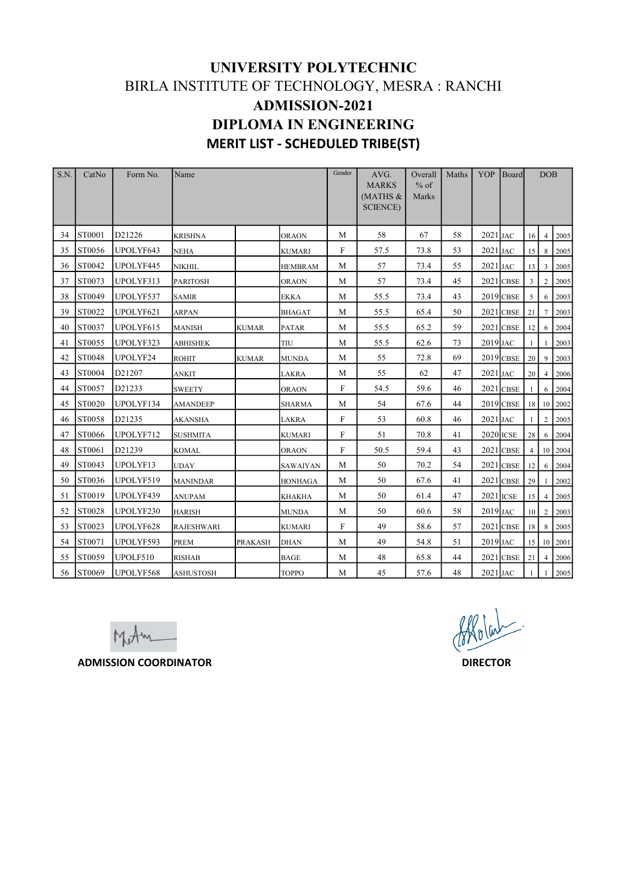# UNIVERSITY POLYTECHNIC

## BIRLA INSTITUTE OF TECHNOLOGY, MESRA : RANCHI

## ADMISSION-2021

## DIPLOMA IN ENGINEERING

## MERIT LIST - SCHEDULED TRIBE(ST)

| S.N. | CatNo | Form No. | Name | | | Gender | AVG. MARKS (MATHS & SCIENCE) | Overall % of Marks | Maths | YOP | Board | DOB | | |
|---|---|---|---|---|---|---|---|---|---|---|---|---|---|---|
| 34 | ST0001 | D21226 | KRISHNA | | ORAON | M | 58 | 67 | 58 | 2021 | JAC | 16 | 4 | 2005 |
| 35 | ST0056 | UPOLYF643 | NEHA | | KUMARI | F | 57.5 | 73.8 | 53 | 2021 | JAC | 15 | 8 | 2005 |
| 36 | ST0042 | UPOLYF445 | NIKHIL | | HEMBRAM | M | 57 | 73.4 | 55 | 2021 | JAC | 13 | 3 | 2005 |
| 37 | ST0073 | UPOLYF313 | PARITOSH | | ORAON | M | 57 | 73.4 | 45 | 2021 | CBSE | 3 | 2 | 2005 |
| 38 | ST0049 | UPOLYF537 | SAMIR | | EKKA | M | 55.5 | 73.4 | 43 | 2019 | CBSE | 5 | 6 | 2003 |
| 39 | ST0022 | UPOLYF621 | ARPAN | | BHAGAT | M | 55.5 | 65.4 | 50 | 2021 | CBSE | 21 | 7 | 2003 |
| 40 | ST0037 | UPOLYF615 | MANISH | KUMAR | PATAR | M | 55.5 | 65.2 | 59 | 2021 | CBSE | 12 | 6 | 2004 |
| 41 | ST0055 | UPOLYF323 | ABHISHEK | | TIU | M | 55.5 | 62.6 | 73 | 2019 | JAC | 1 | 1 | 2003 |
| 42 | ST0048 | UPOLYF24 | ROHIT | KUMAR | MUNDA | M | 55 | 72.8 | 69 | 2019 | CBSE | 20 | 9 | 2003 |
| 43 | ST0004 | D21207 | ANKIT | | LAKRA | M | 55 | 62 | 47 | 2021 | JAC | 20 | 4 | 2006 |
| 44 | ST0057 | D21233 | SWEETY | | ORAON | F | 54.5 | 59.6 | 46 | 2021 | CBSE | 1 | 6 | 2004 |
| 45 | ST0020 | UPOLYF134 | AMANDEEP | | SHARMA | M | 54 | 67.6 | 44 | 2019 | CBSE | 18 | 10 | 2002 |
| 46 | ST0058 | D21235 | AKANSHA | | LAKRA | F | 53 | 60.8 | 46 | 2021 | JAC | 1 | 2 | 2005 |
| 47 | ST0066 | UPOLYF712 | SUSHMITA | | KUMARI | F | 51 | 70.8 | 41 | 2020 | ICSE | 28 | 6 | 2004 |
| 48 | ST0061 | D21239 | KOMAL | | ORAON | F | 50.5 | 59.4 | 43 | 2021 | CBSE | 4 | 10 | 2004 |
| 49 | ST0043 | UPOLYF13 | UDAY | | SAWAIYAN | M | 50 | 70.2 | 54 | 2021 | CBSE | 12 | 6 | 2004 |
| 50 | ST0036 | UPOLYF519 | MANINDAR | | HONHAGA | M | 50 | 67.6 | 41 | 2021 | CBSE | 29 | 1 | 2002 |
| 51 | ST0019 | UPOLYF439 | ANUPAM | | KHAKHA | M | 50 | 61.4 | 47 | 2021 | ICSE | 15 | 4 | 2005 |
| 52 | ST0028 | UPOLYF230 | HARISH | | MUNDA | M | 50 | 60.6 | 58 | 2019 | JAC | 10 | 2 | 2003 |
| 53 | ST0023 | UPOLYF628 | RAJESHWARI | | KUMARI | F | 49 | 58.6 | 57 | 2021 | CBSE | 18 | 8 | 2005 |
| 54 | ST0071 | UPOLYF593 | PREM | PRAKASH | DHAN | M | 49 | 54.8 | 51 | 2019 | JAC | 15 | 10 | 2001 |
| 55 | ST0059 | UPOLF510 | RISHAB | | BAGE | M | 48 | 65.8 | 44 | 2021 | CBSE | 21 | 4 | 2006 |
| 56 | ST0069 | UPOLYF568 | ASHUSTOSH | | TOPPO | M | 45 | 57.6 | 48 | 2021 | JAC | 1 | 1 | 2005 |

**ADMISSION COORDINATOR**

**DIRECTOR**